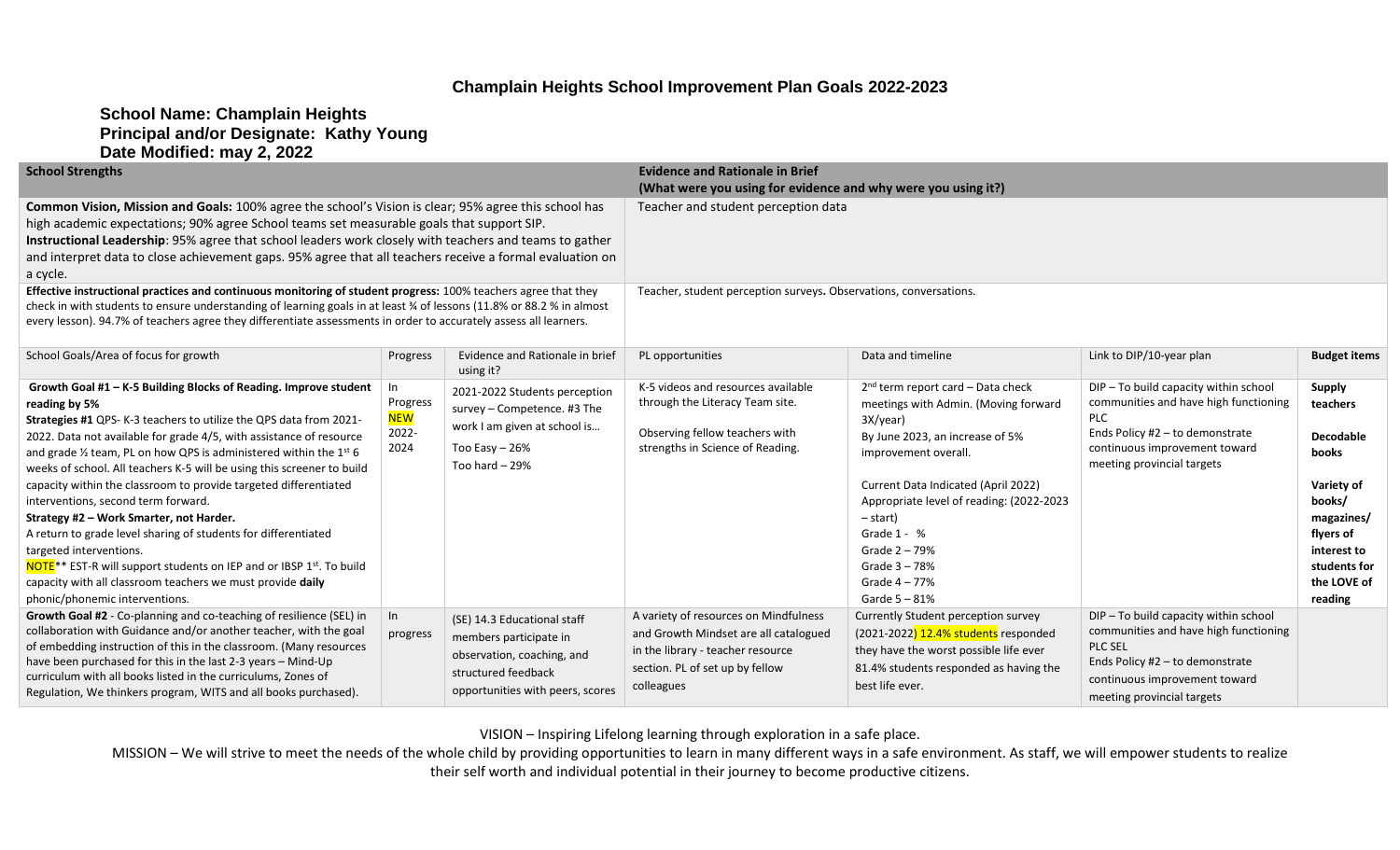# Champlain Heights School Improvement Plan Goals 2022-2023

**School Name: Champlain Heights**
**Principal and/or Designate: Kathy Young**
**Date Modified: may 2, 2022**

| **School Strengths** | **Evidence and Rationale in Brief (What were you using for evidence and why were you using it?)** |
|---|---|
| **Common Vision, Mission and Goals:** 100% agree the school's Vision is clear; 95% agree this school has high academic expectations; 90% agree School teams set measurable goals that support SIP. **Instructional Leadership**: 95% agree that school leaders work closely with teachers and teams to gather and interpret data to close achievement gaps. 95% agree that all teachers receive a formal evaluation on a cycle. | Teacher and student perception data |
| **Effective instructional practices and continuous monitoring of student progress:** 100% teachers agree that they check in with students to ensure understanding of learning goals in at least ¾ of lessons (11.8% or 88.2 % in almost every lesson). 94.7% of teachers agree they differentiate assessments in order to accurately assess all learners. | Teacher, student perception surveys**.** Observations, conversations. |

| School Goals/Area of focus for growth | Progress | Evidence and Rationale in brief using it? | PL opportunities | Data and timeline | Link to DIP/10-year plan | **Budget items** |
|---|---|---|---|---|---|---|
| **Growth Goal #1 – K-5 Building Blocks of Reading. Improve student reading by 5%** **Strategies #1** QPS- K-3 teachers to utilize the QPS data from 2021-2022. Data not available for grade 4/5, with assistance of resource and grade ½ team, PL on how QPS is administered within the 1st 6 weeks of school. All teachers K-5 will be using this screener to build capacity within the classroom to provide targeted differentiated interventions, second term forward. **Strategy #2 – Work Smarter, not Harder.** A return to grade level sharing of students for differentiated targeted interventions. NOTE** EST-R will support students on IEP and or IBSP 1st. To build capacity with all classroom teachers we must provide **daily** phonic/phonemic interventions. | In Progress NEW 2022-2024 | 2021-2022 Students perception survey – Competence. #3 The work I am given at school is… Too Easy – 26% Too hard – 29% | K-5 videos and resources available through the Literacy Team site. Observing fellow teachers with strengths in Science of Reading. | 2nd term report card – Data check meetings with Admin. (Moving forward 3X/year) By June 2023, an increase of 5% improvement overall. Current Data Indicated (April 2022) Appropriate level of reading: (2022-2023 – start) Grade 1 - % Grade 2 – 79% Grade 3 – 78% Grade 4 – 77% Garde 5 – 81% | DIP – To build capacity within school communities and have high functioning PLC Ends Policy #2 – to demonstrate continuous improvement toward meeting provincial targets | **Supply teachers** **Decodable books** **Variety of books/ magazines/ flyers of interest to students for the LOVE of reading** |
| **Growth Goal #2** - Co-planning and co-teaching of resilience (SEL) in collaboration with Guidance and/or another teacher, with the goal of embedding instruction of this in the classroom. (Many resources have been purchased for this in the last 2-3 years – Mind-Up curriculum with all books listed in the curriculums, Zones of Regulation, We thinkers program, WITS and all books purchased). | In progress | (SE) 14.3 Educational staff members participate in observation, coaching, and structured feedback opportunities with peers, scores | A variety of resources on Mindfulness and Growth Mindset are all catalogued in the library - teacher resource section. PL of set up by fellow colleagues | Currently Student perception survey (2021-2022) 12.4% students responded they have the worst possible life ever 81.4% students responded as having the best life ever. | DIP – To build capacity within school communities and have high functioning PLC SEL Ends Policy #2 – to demonstrate continuous improvement toward meeting provincial targets | |

VISION – Inspiring Lifelong learning through exploration in a safe place.

MISSION – We will strive to meet the needs of the whole child by providing opportunities to learn in many different ways in a safe environment. As staff, we will empower students to realize their self worth and individual potential in their journey to become productive citizens.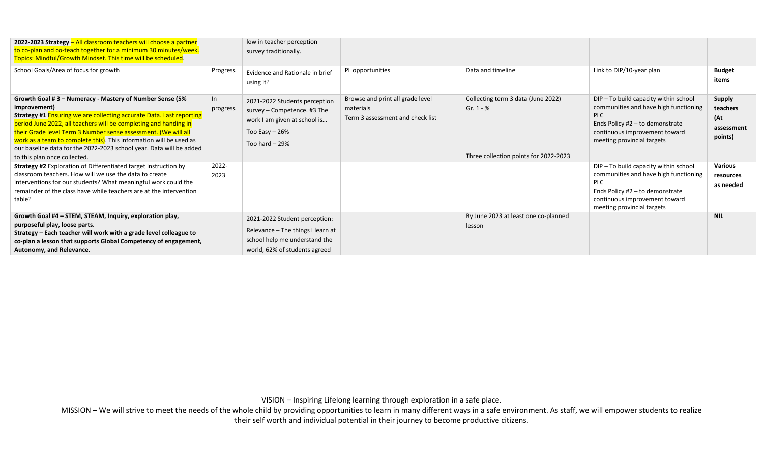| | | | | | | |
|---|---|---|---|---|---|---|
| **2022-2023 Strategy** – All classroom teachers will choose a partner to co-plan and co-teach together for a minimum 30 minutes/week. Topics: Mindful/Growth Mindset. This time will be scheduled. | | low in teacher perception survey traditionally. | | | | |
| School Goals/Area of focus for growth | Progress | Evidence and Rationale in brief using it? | PL opportunities | Data and timeline | Link to DIP/10-year plan | **Budget items** |
| **Growth Goal # 3 – Numeracy - Mastery of Number Sense (5% improvement)**<br>**Strategy #1** Ensuring we are collecting accurate Data. Last reporting period June 2022, all teachers will be completing and handing in their Grade level Term 3 Number sense assessment. (We will all work as a team to complete this). This information will be used as our baseline data for the 2022-2023 school year. Data will be added to this plan once collected. | In progress | 2021-2022 Students perception survey – Competence. #3 The work I am given at school is…<br>Too Easy – 26%<br>Too hard – 29% | Browse and print all grade level materials<br>Term 3 assessment and check list | Collecting term 3 data (June 2022)<br>Gr. 1 - %<br><br>Three collection points for 2022-2023 | DIP – To build capacity within school communities and have high functioning PLC<br>Ends Policy #2 – to demonstrate continuous improvement toward meeting provincial targets | **Supply teachers (At assessment points)** |
| **Strategy #2** Exploration of Differentiated target instruction by classroom teachers. How will we use the data to create interventions for our students? What meaningful work could the remainder of the class have while teachers are at the intervention table? | 2022-2023 | | | | DIP – To build capacity within school communities and have high functioning PLC<br>Ends Policy #2 – to demonstrate continuous improvement toward meeting provincial targets | **Various resources as needed** |
| **Growth Goal #4 – STEM, STEAM, Inquiry, exploration play, purposeful play, loose parts.**<br>**Strategy – Each teacher will work with a grade level colleague to co-plan a lesson that supports Global Competency of engagement, Autonomy, and Relevance.** | | 2021-2022 Student perception:<br>Relevance – The things I learn at school help me understand the world, 62% of students agreed | | By June 2023 at least one co-planned lesson | | **NIL** |

VISION – Inspiring Lifelong learning through exploration in a safe place.

MISSION – We will strive to meet the needs of the whole child by providing opportunities to learn in many different ways in a safe environment. As staff, we will empower students to realize their self worth and individual potential in their journey to become productive citizens.